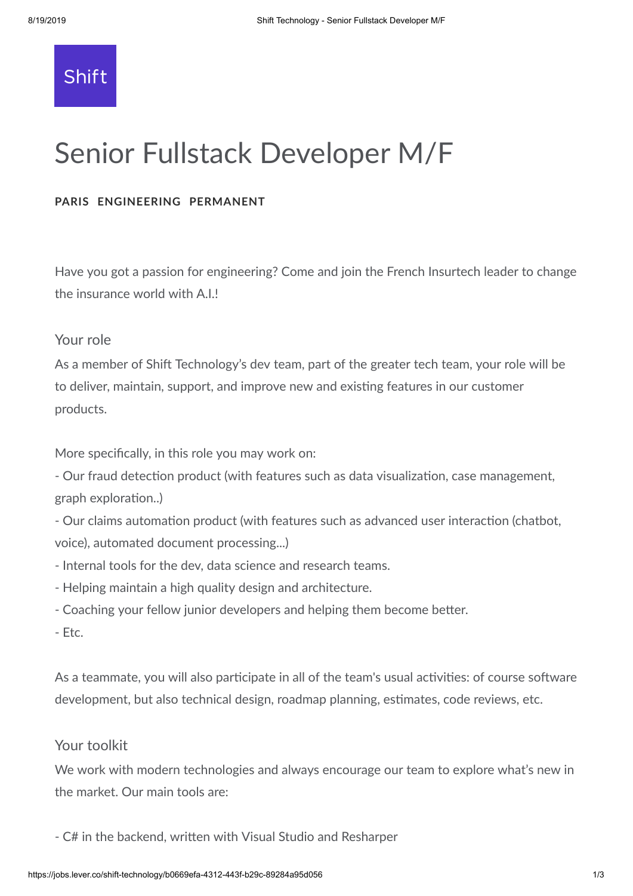Shift

# Senior Fullstack Developer M/F

**PARIS ENGINEERING PERMANENT**

Have you got a passion for engineering? Come and join the French Insurtech leader to change the insurance world with A.I.!

## Your role

As a member of Shift Technology's dev team, part of the greater tech team, your role will be to deliver, maintain, support, and improve new and existing features in our customer products.

More specifically, in this role you may work on:

- Our fraud detection product (with features such as data visualization, case management, graph exploration..)
- Our claims automation product (with features such as advanced user interaction (chatbot, voice), automated document processing...)
- Internal tools for the dev, data science and research teams.
- Helping maintain a high quality design and architecture.
- Coaching your fellow junior developers and helping them become better.
- Etc.

As a teammate, you will also participate in all of the team's usual activities: of course software development, but also technical design, roadmap planning, estimates, code reviews, etc.

## Your toolkit

We work with modern technologies and always encourage our team to explore what's new in the market. Our main tools are:

- C# in the backend, written with Visual Studio and Resharper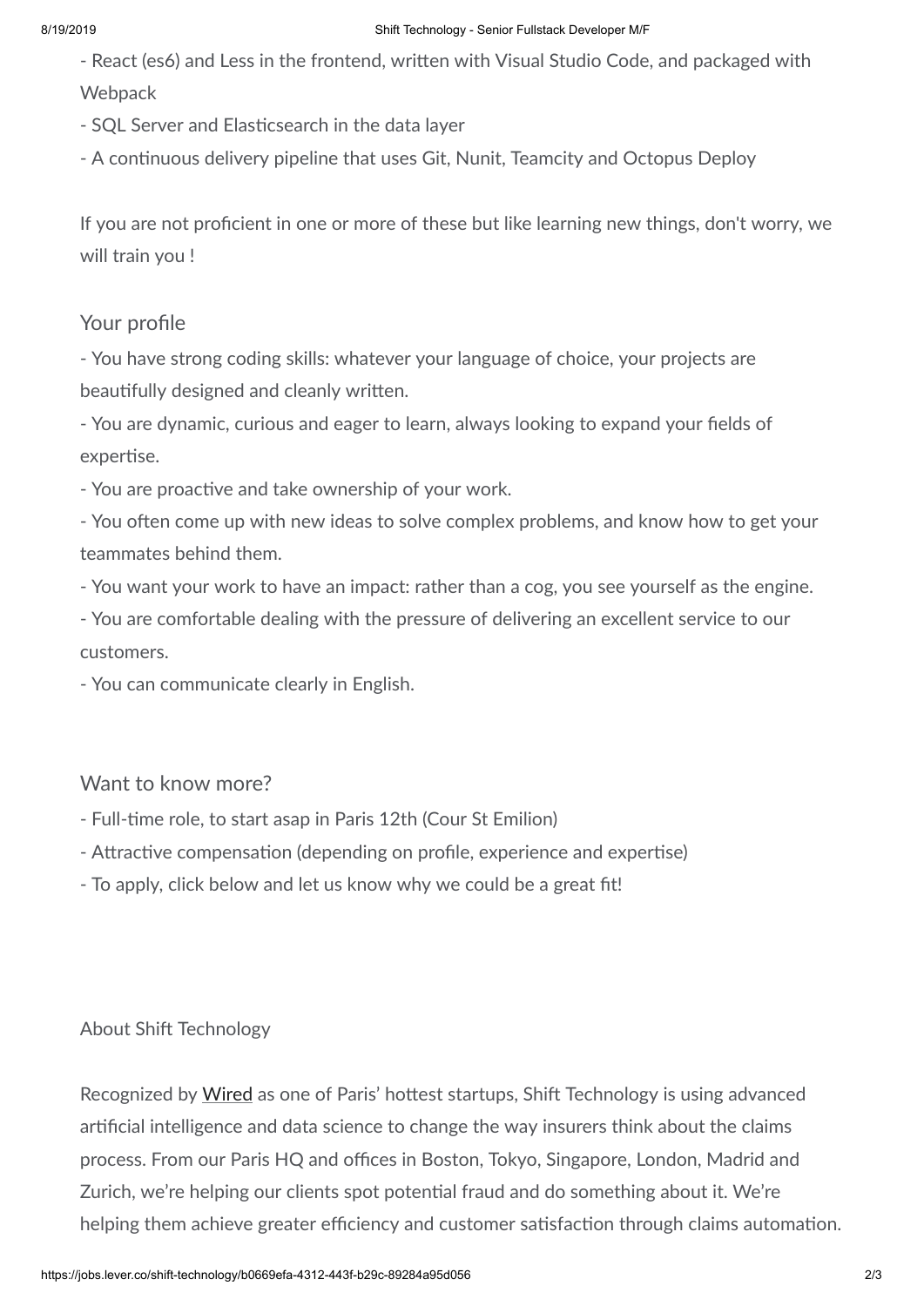- React (es6) and Less in the frontend, written with Visual Studio Code, and packaged with Webpack
- SQL Server and Elasticsearch in the data layer
- A continuous delivery pipeline that uses Git, Nunit, Teamcity and Octopus Deploy

If you are not proficient in one or more of these but like learning new things, don't worry, we will train you !

## Your profile

- You have strong coding skills: whatever your language of choice, your projects are beautifully designed and cleanly written.
- You are dynamic, curious and eager to learn, always looking to expand your fields of expertise.
- You are proactive and take ownership of your work.
- You often come up with new ideas to solve complex problems, and know how to get your teammates behind them.
- You want your work to have an impact: rather than a cog, you see yourself as the engine.
- You are comfortable dealing with the pressure of delivering an excellent service to our customers.
- You can communicate clearly in English.

## Want to know more?

- Full-time role, to start asap in Paris 12th (Cour St Emilion)
- Attractive compensation (depending on profile, experience and expertise)
- To apply, click below and let us know why we could be a great fit!

### About Shift Technology

Recognized by Wired as one of Paris' hottest startups, Shift Technology is using advanced artificial intelligence and data science to change the way insurers think about the claims process. From our Paris HQ and offices in Boston, Tokyo, Singapore, London, Madrid and Zurich, we're helping our clients spot potential fraud and do something about it. We're helping them achieve greater efficiency and customer satisfaction through claims automation.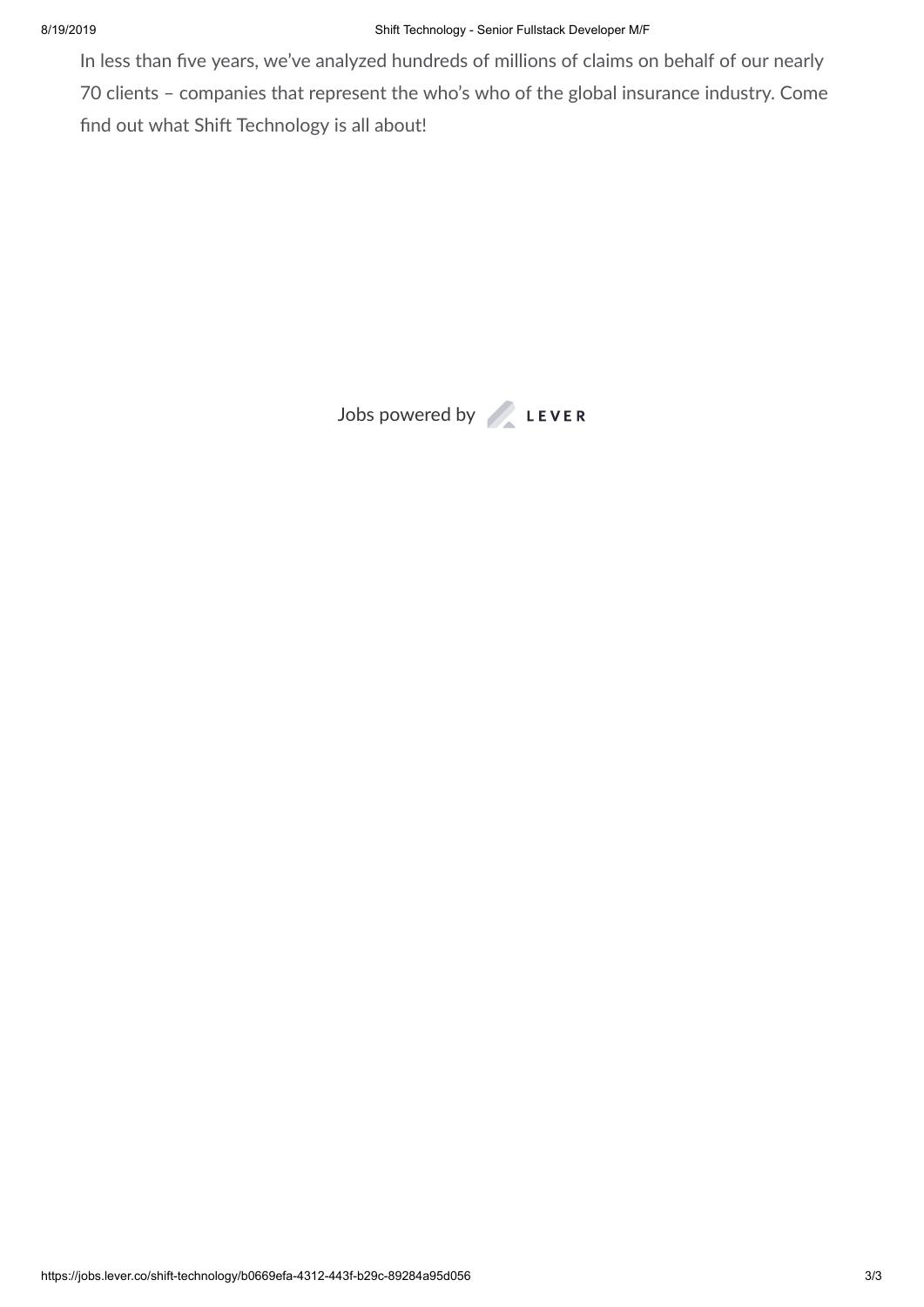In less than five years, we've analyzed hundreds of millions of claims on behalf of our nearly 70 clients – companies that represent the who's who of the global insurance industry. Come find out what Shift Technology is all about!

Jobs powered by LEVER